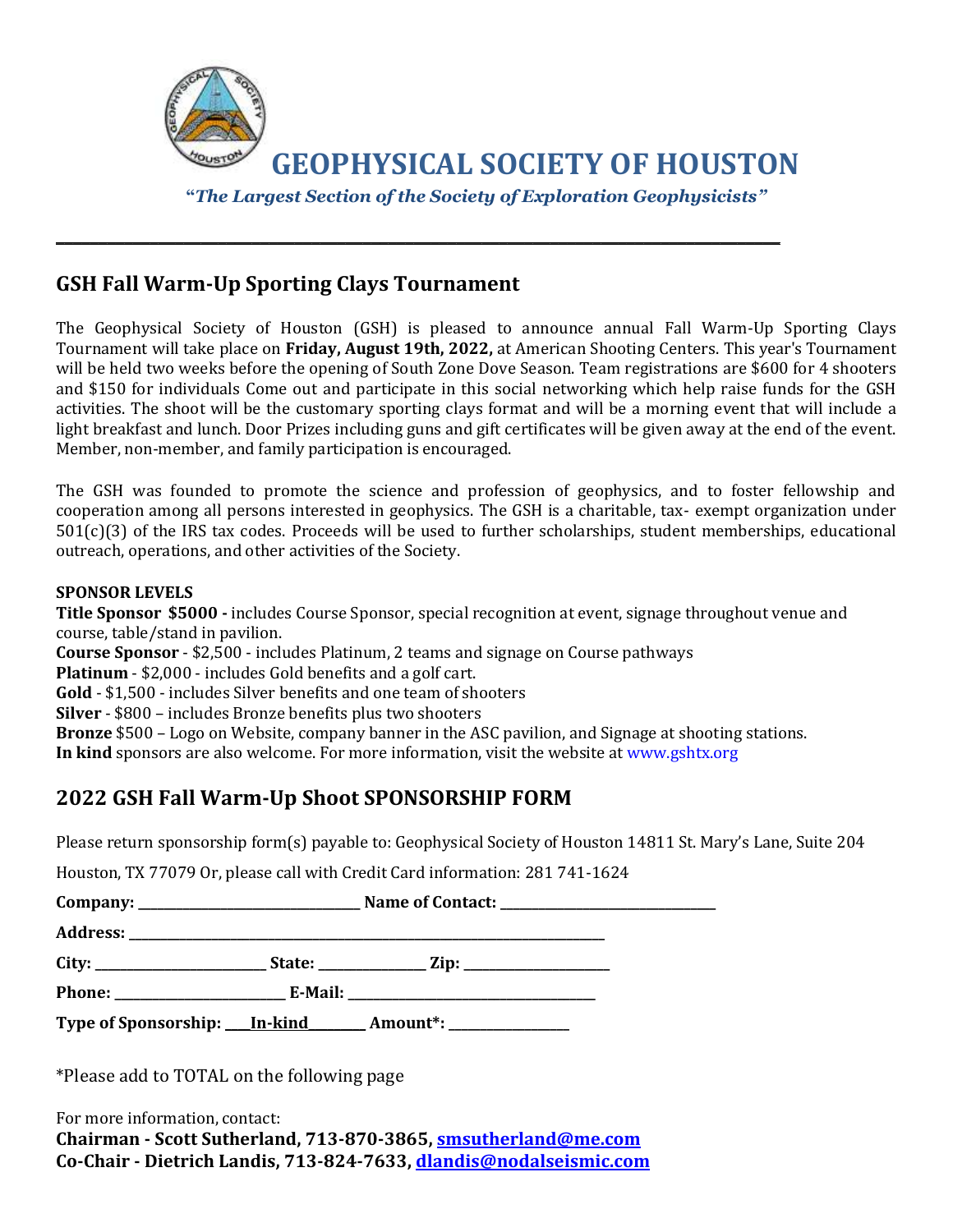# GEOPHYSICAL SOCIETY OF HOUSTON

***"The Largest Section of the Society of Exploration Geophysicists"***

---

## GSH Fall Warm-Up Sporting Clays Tournament

The Geophysical Society of Houston (GSH) is pleased to announce annual Fall Warm-Up Sporting Clays Tournament will take place on **Friday, August 19th, 2022,** at American Shooting Centers. This year's Tournament will be held two weeks before the opening of South Zone Dove Season. Team registrations are $600 for 4 shooters and $150 for individuals Come out and participate in this social networking which help raise funds for the GSH activities. The shoot will be the customary sporting clays format and will be a morning event that will include a light breakfast and lunch. Door Prizes including guns and gift certificates will be given away at the end of the event. Member, non-member, and family participation is encouraged.

The GSH was founded to promote the science and profession of geophysics, and to foster fellowship and cooperation among all persons interested in geophysics. The GSH is a charitable, tax- exempt organization under 501(c)(3) of the IRS tax codes. Proceeds will be used to further scholarships, student memberships, educational outreach, operations, and other activities of the Society.

**SPONSOR LEVELS**

**Title Sponsor $5000 -** includes Course Sponsor, special recognition at event, signage throughout venue and course, table/stand in pavilion.
**Course Sponsor** - $2,500 - includes Platinum, 2 teams and signage on Course pathways
**Platinum** - $2,000 - includes Gold benefits and a golf cart.
**Gold** - $1,500 - includes Silver benefits and one team of shooters
**Silver** - $800 – includes Bronze benefits plus two shooters
**Bronze** $500 – Logo on Website, company banner in the ASC pavilion, and Signage at shooting stations.
**In kind** sponsors are also welcome. For more information, visit the website at www.gshtx.org

## 2022 GSH Fall Warm-Up Shoot SPONSORSHIP FORM

Please return sponsorship form(s) payable to: Geophysical Society of Houston 14811 St. Mary's Lane, Suite 204

Houston, TX 77079 Or, please call with Credit Card information: 281 741-1624

**Company:** ______________________ **Name of Contact:** ______________________

**Address:** ______________________________________________

**City:** ________________ **State:** ___________ **Zip:** ______________

**Phone:** ________________ **E-Mail:** ________________________

**Type of Sponsorship:** ___In-kind_______ **Amount*:** ____________

*Please add to TOTAL on the following page

For more information, contact:
**Chairman - Scott Sutherland, 713-870-3865, smsutherland@me.com**
**Co-Chair - Dietrich Landis, 713-824-7633, dlandis@nodalseismic.com**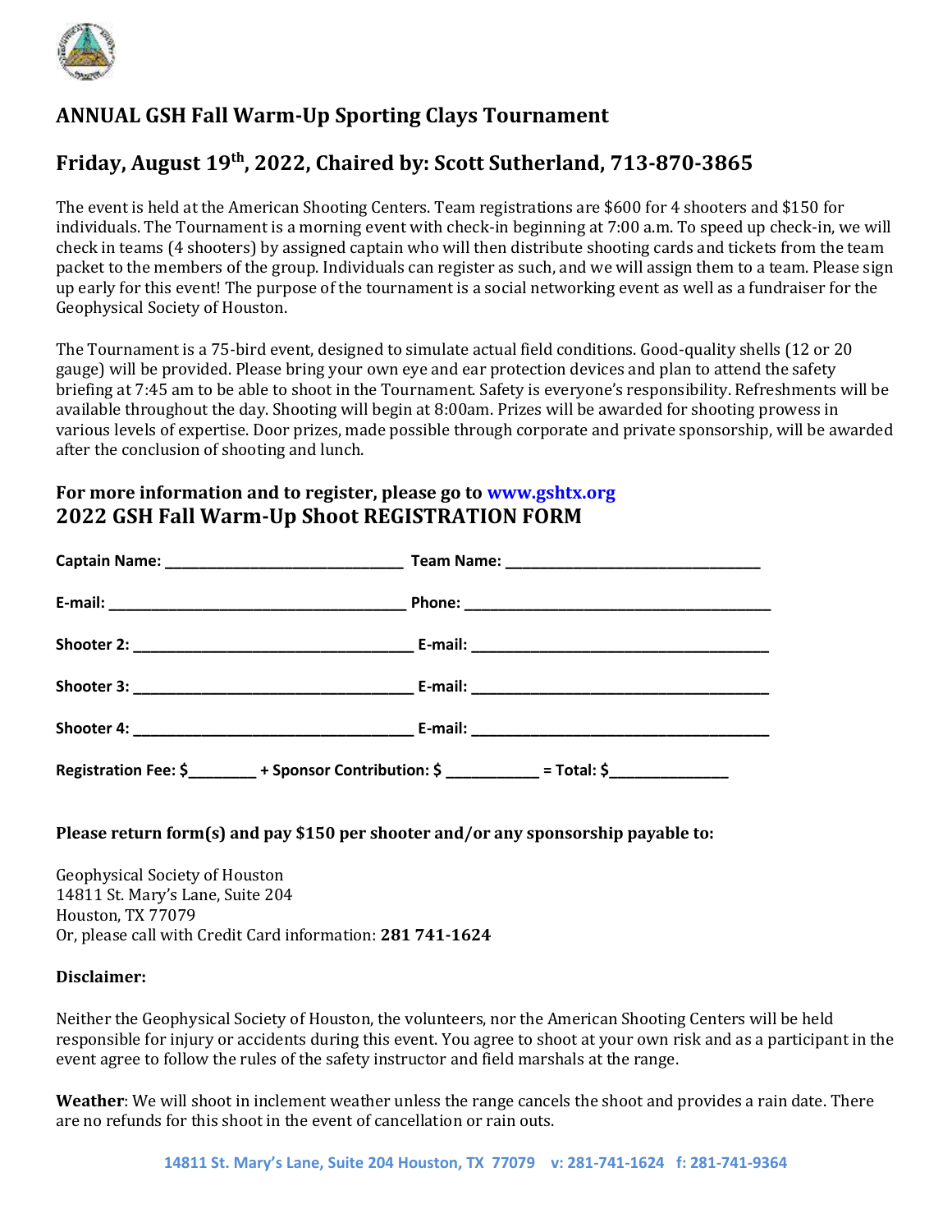## ANNUAL GSH Fall Warm-Up Sporting Clays Tournament

## Friday, August 19th, 2022, Chaired by: Scott Sutherland, 713-870-3865

The event is held at the American Shooting Centers. Team registrations are $600 for 4 shooters and $150 for individuals. The Tournament is a morning event with check-in beginning at 7:00 a.m. To speed up check-in, we will check in teams (4 shooters) by assigned captain who will then distribute shooting cards and tickets from the team packet to the members of the group. Individuals can register as such, and we will assign them to a team. Please sign up early for this event! The purpose of the tournament is a social networking event as well as a fundraiser for the Geophysical Society of Houston.

The Tournament is a 75-bird event, designed to simulate actual field conditions. Good-quality shells (12 or 20 gauge) will be provided. Please bring your own eye and ear protection devices and plan to attend the safety briefing at 7:45 am to be able to shoot in the Tournament. Safety is everyone's responsibility. Refreshments will be available throughout the day. Shooting will begin at 8:00am. Prizes will be awarded for shooting prowess in various levels of expertise. Door prizes, made possible through corporate and private sponsorship, will be awarded after the conclusion of shooting and lunch.

### For more information and to register, please go to www.gshtx.org

### 2022 GSH Fall Warm-Up Shoot REGISTRATION FORM

**Captain Name:** ______________________________ **Team Name:** ________________________________

**E-mail:** ______________________________________ **Phone:** _________________________________________

**Shooter 2:** ___________________________________ **E-mail:** ________________________________________

**Shooter 3:** ___________________________________ **E-mail:** ________________________________________

**Shooter 4:** ___________________________________ **E-mail:** ________________________________________

**Registration Fee: $________ + Sponsor Contribution: $ ___________ = Total: $_______________**

**Please return form(s) and pay $150 per shooter and/or any sponsorship payable to:**

Geophysical Society of Houston
14811 St. Mary's Lane, Suite 204
Houston, TX 77079
Or, please call with Credit Card information: **281 741-1624**

**Disclaimer:**

Neither the Geophysical Society of Houston, the volunteers, nor the American Shooting Centers will be held responsible for injury or accidents during this event. You agree to shoot at your own risk and as a participant in the event agree to follow the rules of the safety instructor and field marshals at the range.

**Weather**: We will shoot in inclement weather unless the range cancels the shoot and provides a rain date. There are no refunds for this shoot in the event of cancellation or rain outs.

14811 St. Mary's Lane, Suite 204 Houston, TX 77079 v: 281-741-1624 f: 281-741-9364